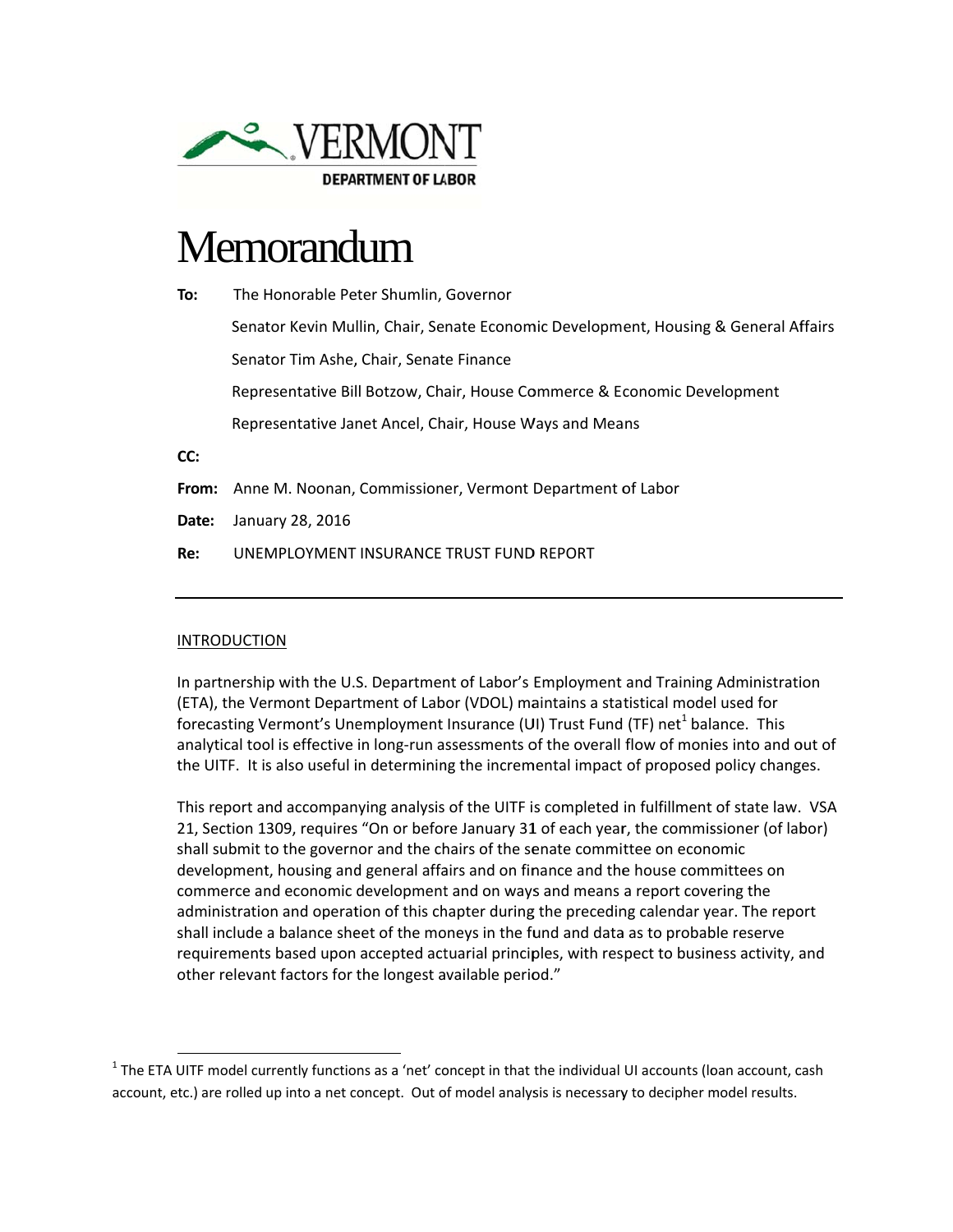VERMONT

DEPARTMENT OF LABOR

# Memorandum

**To:** The Honorable Peter Shumlin, Governor

Senator Kevin Mullin, Chair, Senate Economic Development, Housing & General Affairs

Senator Tim Ashe, Chair, Senate Finance

Representative Bill Botzow, Chair, House Commerce & Economic Development

Representative Janet Ancel, Chair, House Ways and Means

**CC:**

**From:** Anne M. Noonan, Commissioner, Vermont Department of Labor

**Date:** January 28, 2016

**Re:** UNEMPLOYMENT INSURANCE TRUST FUND REPORT

---

## INTRODUCTION

In partnership with the U.S. Department of Labor's Employment and Training Administration (ETA), the Vermont Department of Labor (VDOL) maintains a statistical model used for forecasting Vermont's Unemployment Insurance (UI) Trust Fund (TF) net[1] balance. This analytical tool is effective in long-run assessments of the overall flow of monies into and out of the UITF. It is also useful in determining the incremental impact of proposed policy changes.

This report and accompanying analysis of the UITF is completed in fulfillment of state law. VSA 21, Section 1309, requires "On or before January 31 of each year, the commissioner (of labor) shall submit to the governor and the chairs of the senate committee on economic development, housing and general affairs and on finance and the house committees on commerce and economic development and on ways and means a report covering the administration and operation of this chapter during the preceding calendar year. The report shall include a balance sheet of the moneys in the fund and data as to probable reserve requirements based upon accepted actuarial principles, with respect to business activity, and other relevant factors for the longest available period."

[1] The ETA UITF model currently functions as a 'net' concept in that the individual UI accounts (loan account, cash account, etc.) are rolled up into a net concept. Out of model analysis is necessary to decipher model results.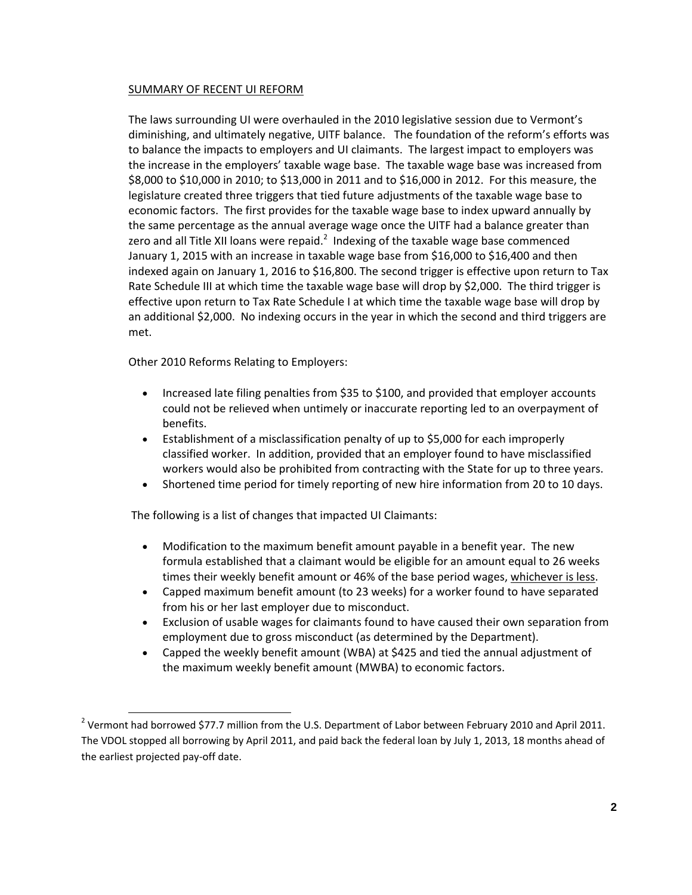## SUMMARY OF RECENT UI REFORM

The laws surrounding UI were overhauled in the 2010 legislative session due to Vermont's diminishing, and ultimately negative, UITF balance. The foundation of the reform's efforts was to balance the impacts to employers and UI claimants. The largest impact to employers was the increase in the employers' taxable wage base. The taxable wage base was increased from \$8,000 to \$10,000 in 2010; to \$13,000 in 2011 and to \$16,000 in 2012. For this measure, the legislature created three triggers that tied future adjustments of the taxable wage base to economic factors. The first provides for the taxable wage base to index upward annually by the same percentage as the annual average wage once the UITF had a balance greater than zero and all Title XII loans were repaid.[2] Indexing of the taxable wage base commenced January 1, 2015 with an increase in taxable wage base from \$16,000 to \$16,400 and then indexed again on January 1, 2016 to \$16,800. The second trigger is effective upon return to Tax Rate Schedule III at which time the taxable wage base will drop by \$2,000. The third trigger is effective upon return to Tax Rate Schedule I at which time the taxable wage base will drop by an additional \$2,000. No indexing occurs in the year in which the second and third triggers are met.

Other 2010 Reforms Relating to Employers:

- Increased late filing penalties from \$35 to \$100, and provided that employer accounts could not be relieved when untimely or inaccurate reporting led to an overpayment of benefits.
- Establishment of a misclassification penalty of up to \$5,000 for each improperly classified worker. In addition, provided that an employer found to have misclassified workers would also be prohibited from contracting with the State for up to three years.
- Shortened time period for timely reporting of new hire information from 20 to 10 days.

The following is a list of changes that impacted UI Claimants:

- Modification to the maximum benefit amount payable in a benefit year. The new formula established that a claimant would be eligible for an amount equal to 26 weeks times their weekly benefit amount or 46% of the base period wages, whichever is less.
- Capped maximum benefit amount (to 23 weeks) for a worker found to have separated from his or her last employer due to misconduct.
- Exclusion of usable wages for claimants found to have caused their own separation from employment due to gross misconduct (as determined by the Department).
- Capped the weekly benefit amount (WBA) at \$425 and tied the annual adjustment of the maximum weekly benefit amount (MWBA) to economic factors.

[2] Vermont had borrowed \$77.7 million from the U.S. Department of Labor between February 2010 and April 2011. The VDOL stopped all borrowing by April 2011, and paid back the federal loan by July 1, 2013, 18 months ahead of the earliest projected pay-off date.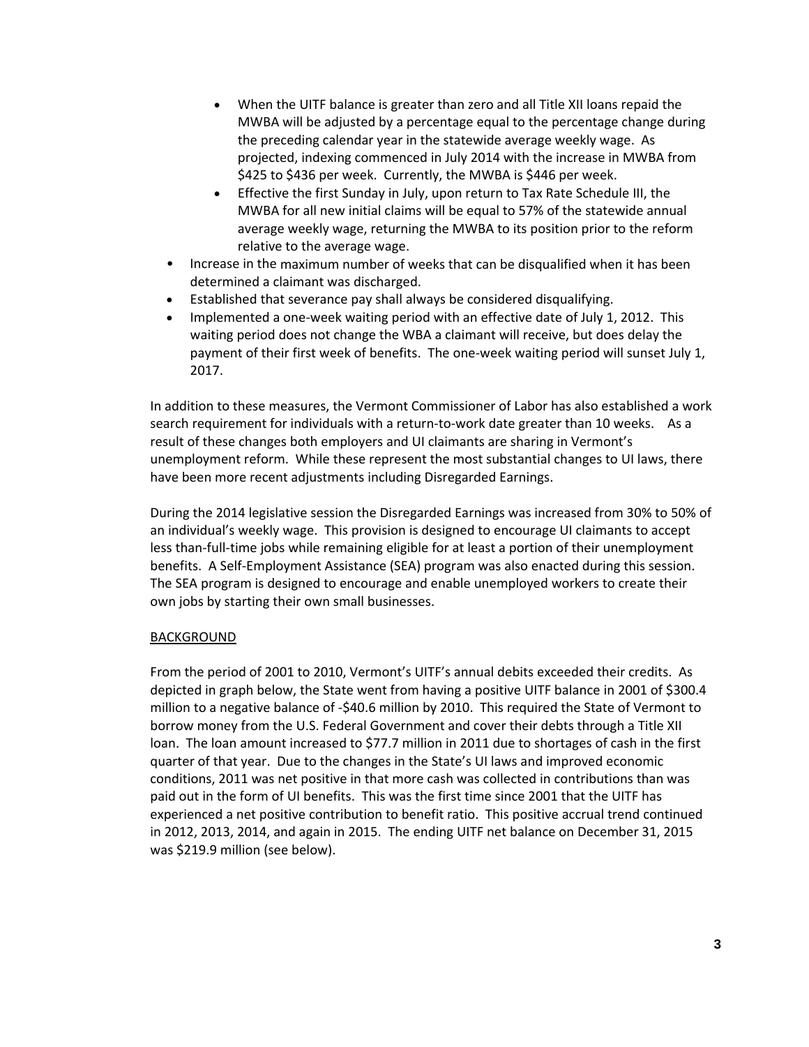- When the UITF balance is greater than zero and all Title XII loans repaid the MWBA will be adjusted by a percentage equal to the percentage change during the preceding calendar year in the statewide average weekly wage. As projected, indexing commenced in July 2014 with the increase in MWBA from $425 to $436 per week. Currently, the MWBA is $446 per week.
  - Effective the first Sunday in July, upon return to Tax Rate Schedule III, the MWBA for all new initial claims will be equal to 57% of the statewide annual average weekly wage, returning the MWBA to its position prior to the reform relative to the average wage.
- Increase in the maximum number of weeks that can be disqualified when it has been determined a claimant was discharged.
- Established that severance pay shall always be considered disqualifying.
- Implemented a one-week waiting period with an effective date of July 1, 2012. This waiting period does not change the WBA a claimant will receive, but does delay the payment of their first week of benefits. The one-week waiting period will sunset July 1, 2017.

In addition to these measures, the Vermont Commissioner of Labor has also established a work search requirement for individuals with a return-to-work date greater than 10 weeks. As a result of these changes both employers and UI claimants are sharing in Vermont's unemployment reform. While these represent the most substantial changes to UI laws, there have been more recent adjustments including Disregarded Earnings.

During the 2014 legislative session the Disregarded Earnings was increased from 30% to 50% of an individual's weekly wage. This provision is designed to encourage UI claimants to accept less than-full-time jobs while remaining eligible for at least a portion of their unemployment benefits. A Self-Employment Assistance (SEA) program was also enacted during this session. The SEA program is designed to encourage and enable unemployed workers to create their own jobs by starting their own small businesses.

## BACKGROUND

From the period of 2001 to 2010, Vermont's UITF's annual debits exceeded their credits. As depicted in graph below, the State went from having a positive UITF balance in 2001 of $300.4 million to a negative balance of -$40.6 million by 2010. This required the State of Vermont to borrow money from the U.S. Federal Government and cover their debts through a Title XII loan. The loan amount increased to $77.7 million in 2011 due to shortages of cash in the first quarter of that year. Due to the changes in the State's UI laws and improved economic conditions, 2011 was net positive in that more cash was collected in contributions than was paid out in the form of UI benefits. This was the first time since 2001 that the UITF has experienced a net positive contribution to benefit ratio. This positive accrual trend continued in 2012, 2013, 2014, and again in 2015. The ending UITF net balance on December 31, 2015 was $219.9 million (see below).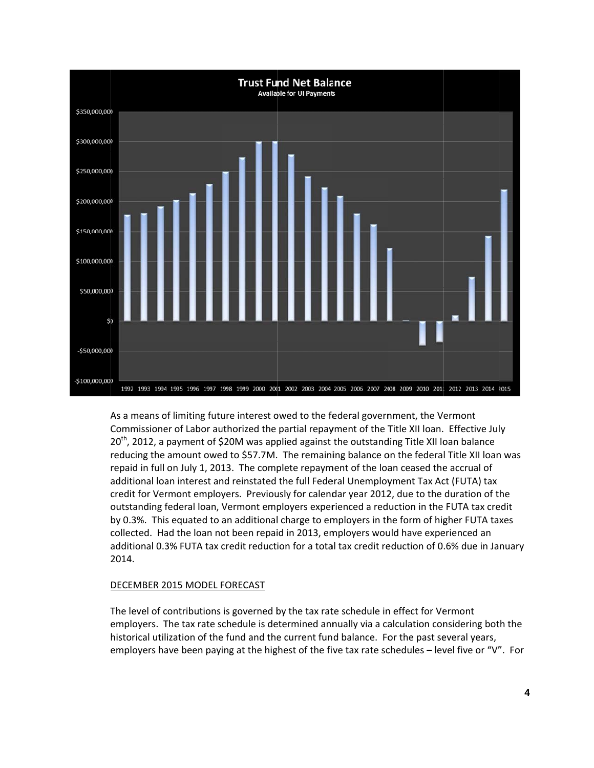As a means of limiting future interest owed to the federal government, the Vermont Commissioner of Labor authorized the partial repayment of the Title XII loan. Effective July 20th, 2012, a payment of $20M was applied against the outstanding Title XII loan balance reducing the amount owed to $57.7M. The remaining balance on the federal Title XII loan was repaid in full on July 1, 2013. The complete repayment of the loan ceased the accrual of additional loan interest and reinstated the full Federal Unemployment Tax Act (FUTA) tax credit for Vermont employers. Previously for calendar year 2012, due to the duration of the outstanding federal loan, Vermont employers experienced a reduction in the FUTA tax credit by 0.3%. This equated to an additional charge to employers in the form of higher FUTA taxes collected. Had the loan not been repaid in 2013, employers would have experienced an additional 0.3% FUTA tax credit reduction for a total tax credit reduction of 0.6% due in January 2014.

DECEMBER 2015 MODEL FORECAST

The level of contributions is governed by the tax rate schedule in effect for Vermont employers. The tax rate schedule is determined annually via a calculation considering both the historical utilization of the fund and the current fund balance. For the past several years, employers have been paying at the highest of the five tax rate schedules – level five or "V". For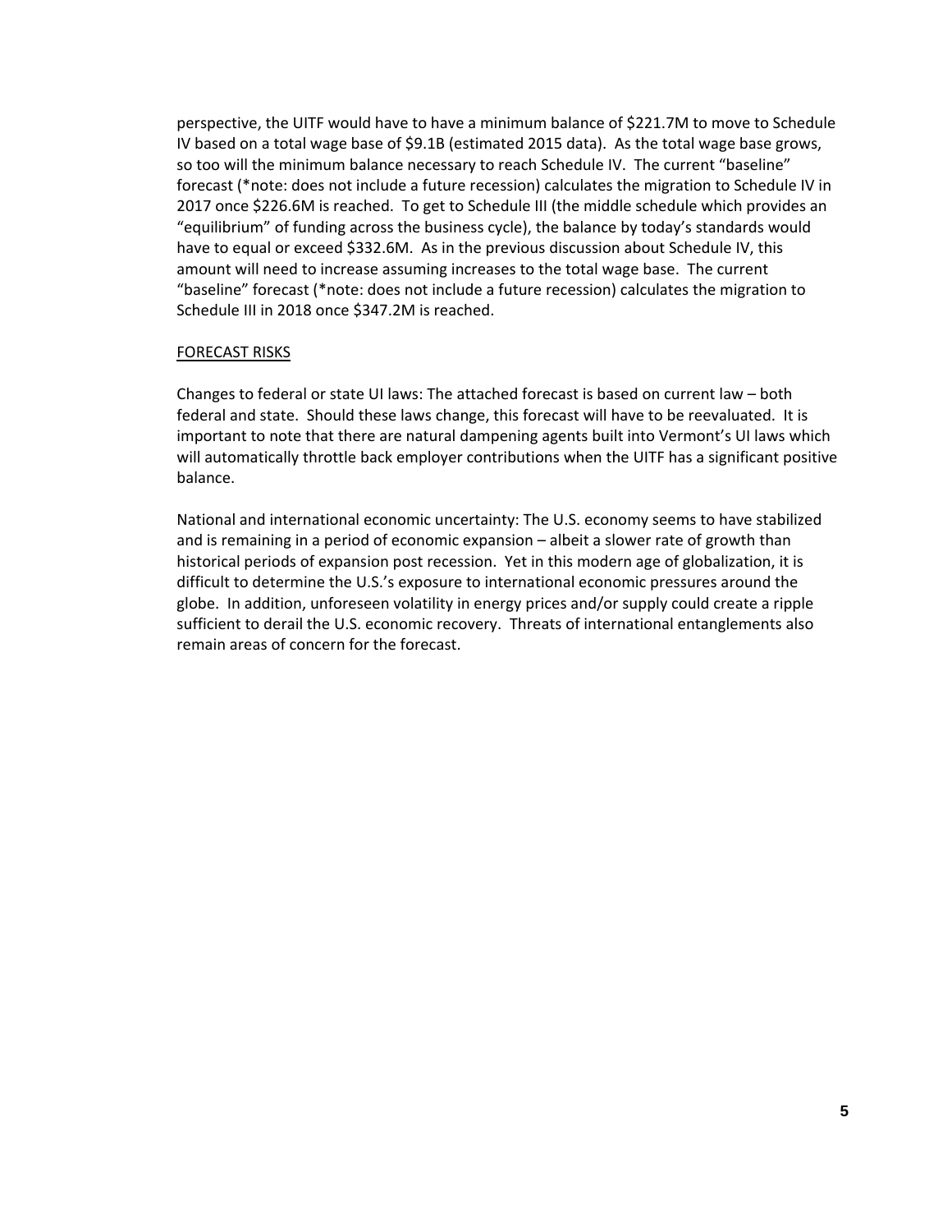perspective, the UITF would have to have a minimum balance of $221.7M to move to Schedule IV based on a total wage base of $9.1B (estimated 2015 data). As the total wage base grows, so too will the minimum balance necessary to reach Schedule IV. The current "baseline" forecast (*note: does not include a future recession) calculates the migration to Schedule IV in 2017 once $226.6M is reached. To get to Schedule III (the middle schedule which provides an "equilibrium" of funding across the business cycle), the balance by today's standards would have to equal or exceed $332.6M. As in the previous discussion about Schedule IV, this amount will need to increase assuming increases to the total wage base. The current "baseline" forecast (*note: does not include a future recession) calculates the migration to Schedule III in 2018 once $347.2M is reached.

<u>FORECAST RISKS</u>

Changes to federal or state UI laws: The attached forecast is based on current law – both federal and state. Should these laws change, this forecast will have to be reevaluated. It is important to note that there are natural dampening agents built into Vermont's UI laws which will automatically throttle back employer contributions when the UITF has a significant positive balance.

National and international economic uncertainty: The U.S. economy seems to have stabilized and is remaining in a period of economic expansion – albeit a slower rate of growth than historical periods of expansion post recession. Yet in this modern age of globalization, it is difficult to determine the U.S.'s exposure to international economic pressures around the globe. In addition, unforeseen volatility in energy prices and/or supply could create a ripple sufficient to derail the U.S. economic recovery. Threats of international entanglements also remain areas of concern for the forecast.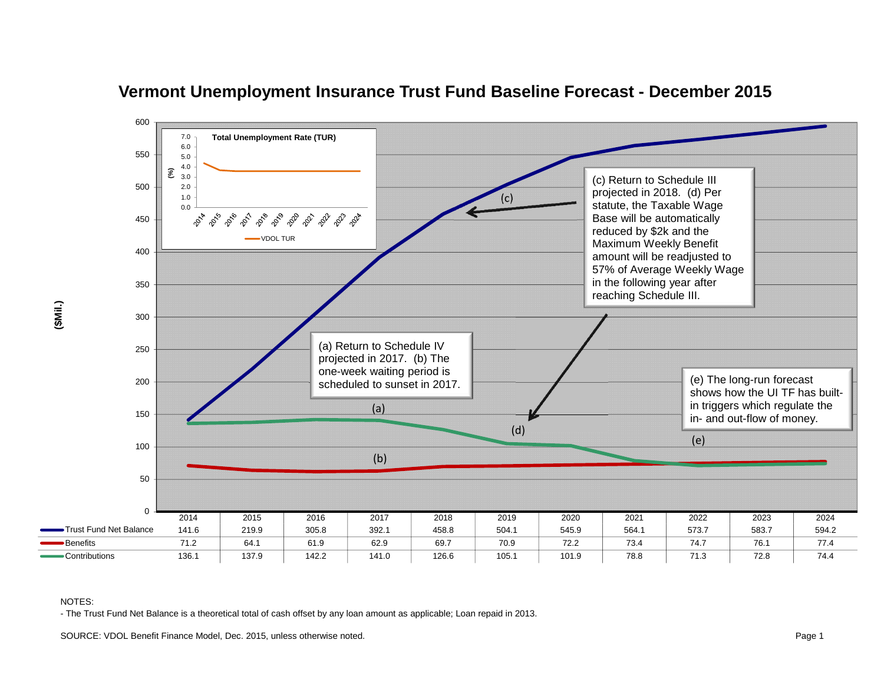# Vermont Unemployment Insurance Trust Fund Baseline Forecast - December 2015

($Mil.)

Total Unemployment Rate (TUR)

(c) Return to Schedule III projected in 2018. (d) Per statute, the Taxable Wage Base will be automatically reduced by $2k and the Maximum Weekly Benefit amount will be readjusted to 57% of Average Weekly Wage in the following year after reaching Schedule III.

(a) Return to Schedule IV projected in 2017. (b) The one-week waiting period is scheduled to sunset in 2017.

(e) The long-run forecast shows how the UI TF has built-in triggers which regulate the in- and out-flow of money.

| | 2014 | 2015 | 2016 | 2017 | 2018 | 2019 | 2020 | 2021 | 2022 | 2023 | 2024 |
|---|---|---|---|---|---|---|---|---|---|---|---|
| Trust Fund Net Balance | 141.6 | 219.9 | 305.8 | 392.1 | 458.8 | 504.1 | 545.9 | 564.1 | 573.7 | 583.7 | 594.2 |
| Benefits | 71.2 | 64.1 | 61.9 | 62.9 | 69.7 | 70.9 | 72.2 | 73.4 | 74.7 | 76.1 | 77.4 |
| Contributions | 136.1 | 137.9 | 142.2 | 141.0 | 126.6 | 105.1 | 101.9 | 78.8 | 71.3 | 72.8 | 74.4 |

NOTES:
- The Trust Fund Net Balance is a theoretical total of cash offset by any loan amount as applicable; Loan repaid in 2013.

SOURCE: VDOL Benefit Finance Model, Dec. 2015, unless otherwise noted.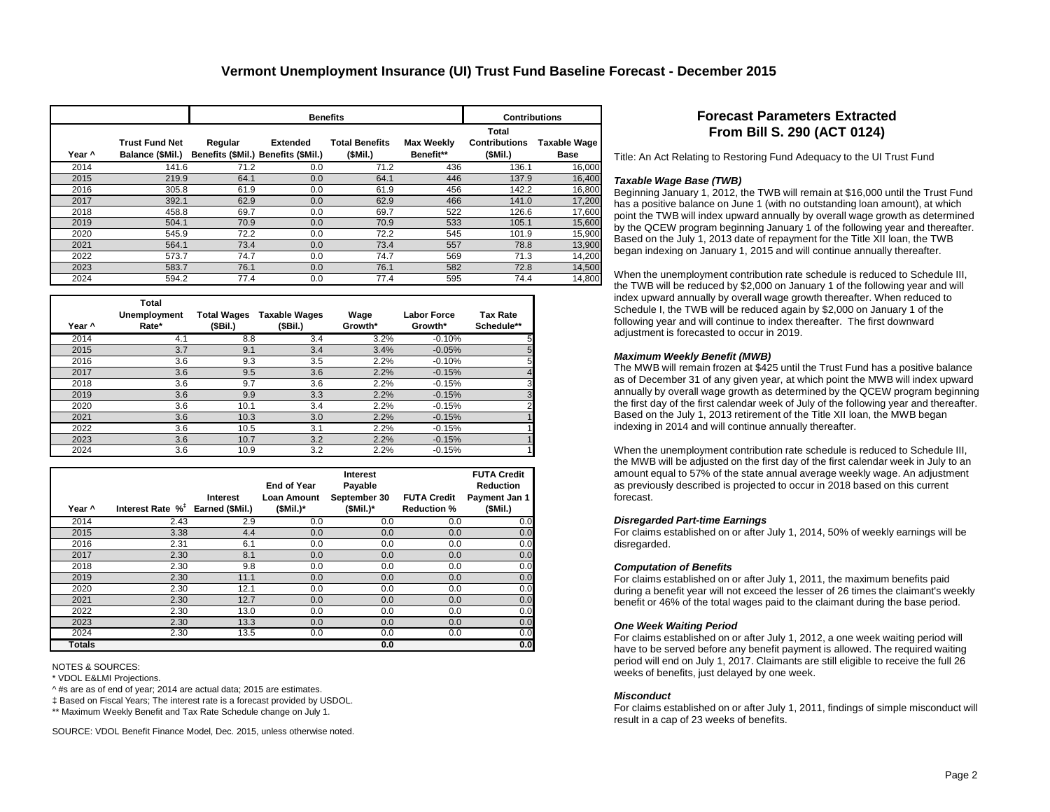# Vermont Unemployment Insurance (UI) Trust Fund Baseline Forecast - December 2015

| | | Benefits | | | | Contributions | |
|---|---|---|---|---|---|---|---|
| Year ^ | Trust Fund Net Balance ($Mil.) | Regular Benefits ($Mil.) | Extended Benefits ($Mil.) | Total Benefits ($Mil.) | Max Weekly Benefit** | Total Contributions ($Mil.) | Taxable Wage Base |
| 2014 | 141.6 | 71.2 | 0.0 | 71.2 | 436 | 136.1 | 16,000 |
| 2015 | 219.9 | 64.1 | 0.0 | 64.1 | 446 | 137.9 | 16,400 |
| 2016 | 305.8 | 61.9 | 0.0 | 61.9 | 456 | 142.2 | 16,800 |
| 2017 | 392.1 | 62.9 | 0.0 | 62.9 | 466 | 141.0 | 17,200 |
| 2018 | 458.8 | 69.7 | 0.0 | 69.7 | 522 | 126.6 | 17,600 |
| 2019 | 504.1 | 70.9 | 0.0 | 70.9 | 533 | 105.1 | 15,600 |
| 2020 | 545.9 | 72.2 | 0.0 | 72.2 | 545 | 101.9 | 15,900 |
| 2021 | 564.1 | 73.4 | 0.0 | 73.4 | 557 | 78.8 | 13,900 |
| 2022 | 573.7 | 74.7 | 0.0 | 74.7 | 569 | 71.3 | 14,200 |
| 2023 | 583.7 | 76.1 | 0.0 | 76.1 | 582 | 72.8 | 14,500 |
| 2024 | 594.2 | 77.4 | 0.0 | 77.4 | 595 | 74.4 | 14,800 |

| Year ^ | Total Unemployment Rate* | Total Wages ($Bil.) | Taxable Wages ($Bil.) | Wage Growth* | Labor Force Growth* | Tax Rate Schedule** |
|---|---|---|---|---|---|---|
| 2014 | 4.1 | 8.8 | 3.4 | 3.2% | -0.10% | 5 |
| 2015 | 3.7 | 9.1 | 3.4 | 3.4% | -0.05% | 5 |
| 2016 | 3.6 | 9.3 | 3.5 | 2.2% | -0.10% | 5 |
| 2017 | 3.6 | 9.5 | 3.6 | 2.2% | -0.15% | 4 |
| 2018 | 3.6 | 9.7 | 3.6 | 2.2% | -0.15% | 3 |
| 2019 | 3.6 | 9.9 | 3.3 | 2.2% | -0.15% | 3 |
| 2020 | 3.6 | 10.1 | 3.4 | 2.2% | -0.15% | 2 |
| 2021 | 3.6 | 10.3 | 3.0 | 2.2% | -0.15% | 1 |
| 2022 | 3.6 | 10.5 | 3.1 | 2.2% | -0.15% | 1 |
| 2023 | 3.6 | 10.7 | 3.2 | 2.2% | -0.15% | 1 |
| 2024 | 3.6 | 10.9 | 3.2 | 2.2% | -0.15% | 1 |

| Year ^ | Interest Rate %‡ | Interest Earned ($Mil.) | End of Year Loan Amount ($Mil.)* | Interest Payable September 30 ($Mil.)* | FUTA Credit Reduction % | FUTA Credit Reduction Payment Jan 1 ($Mil.) |
|---|---|---|---|---|---|---|
| 2014 | 2.43 | 2.9 | 0.0 | 0.0 | 0.0 | 0.0 |
| 2015 | 3.38 | 4.4 | 0.0 | 0.0 | 0.0 | 0.0 |
| 2016 | 2.31 | 6.1 | 0.0 | 0.0 | 0.0 | 0.0 |
| 2017 | 2.30 | 8.1 | 0.0 | 0.0 | 0.0 | 0.0 |
| 2018 | 2.30 | 9.8 | 0.0 | 0.0 | 0.0 | 0.0 |
| 2019 | 2.30 | 11.1 | 0.0 | 0.0 | 0.0 | 0.0 |
| 2020 | 2.30 | 12.1 | 0.0 | 0.0 | 0.0 | 0.0 |
| 2021 | 2.30 | 12.7 | 0.0 | 0.0 | 0.0 | 0.0 |
| 2022 | 2.30 | 13.0 | 0.0 | 0.0 | 0.0 | 0.0 |
| 2023 | 2.30 | 13.3 | 0.0 | 0.0 | 0.0 | 0.0 |
| 2024 | 2.30 | 13.5 | 0.0 | 0.0 | 0.0 | 0.0 |
| Totals | | | | 0.0 | | 0.0 |

NOTES & SOURCES:

\* VDOL E&LMI Projections.

^ #s are as of end of year; 2014 are actual data; 2015 are estimates.

‡ Based on Fiscal Years; The interest rate is a forecast provided by USDOL.

** Maximum Weekly Benefit and Tax Rate Schedule change on July 1.

SOURCE: VDOL Benefit Finance Model, Dec. 2015, unless otherwise noted.

## Forecast Parameters Extracted From Bill S. 290 (ACT 0124)

Title: An Act Relating to Restoring Fund Adequacy to the UI Trust Fund

***Taxable Wage Base (TWB)***

Beginning January 1, 2012, the TWB will remain at $16,000 until the Trust Fund has a positive balance on June 1 (with no outstanding loan amount), at which point the TWB will index upward annually by overall wage growth as determined by the QCEW program beginning January 1 of the following year and thereafter. Based on the July 1, 2013 date of repayment for the Title XII loan, the TWB began indexing on January 1, 2015 and will continue annually thereafter.

When the unemployment contribution rate schedule is reduced to Schedule III, the TWB will be reduced by $2,000 on January 1 of the following year and will index upward annually by overall wage growth thereafter. When reduced to Schedule I, the TWB will be reduced again by $2,000 on January 1 of the following year and will continue to index thereafter. The first downward adjustment is forecasted to occur in 2019.

***Maximum Weekly Benefit (MWB)***

The MWB will remain frozen at $425 until the Trust Fund has a positive balance as of December 31 of any given year, at which point the MWB will index upward annually by overall wage growth as determined by the QCEW program beginning the first day of the first calendar week of July of the following year and thereafter. Based on the July 1, 2013 retirement of the Title XII loan, the MWB began indexing in 2014 and will continue annually thereafter.

When the unemployment contribution rate schedule is reduced to Schedule III, the MWB will be adjusted on the first day of the first calendar week in July to an amount equal to 57% of the state annual average weekly wage. An adjustment as previously described is projected to occur in 2018 based on this current forecast.

***Disregarded Part-time Earnings***

For claims established on or after July 1, 2014, 50% of weekly earnings will be disregarded.

***Computation of Benefits***

For claims established on or after July 1, 2011, the maximum benefits paid during a benefit year will not exceed the lesser of 26 times the claimant's weekly benefit or 46% of the total wages paid to the claimant during the base period.

***One Week Waiting Period***

For claims established on or after July 1, 2012, a one week waiting period will have to be served before any benefit payment is allowed. The required waiting period will end on July 1, 2017. Claimants are still eligible to receive the full 26 weeks of benefits, just delayed by one week.

***Misconduct***

For claims established on or after July 1, 2011, findings of simple misconduct will result in a cap of 23 weeks of benefits.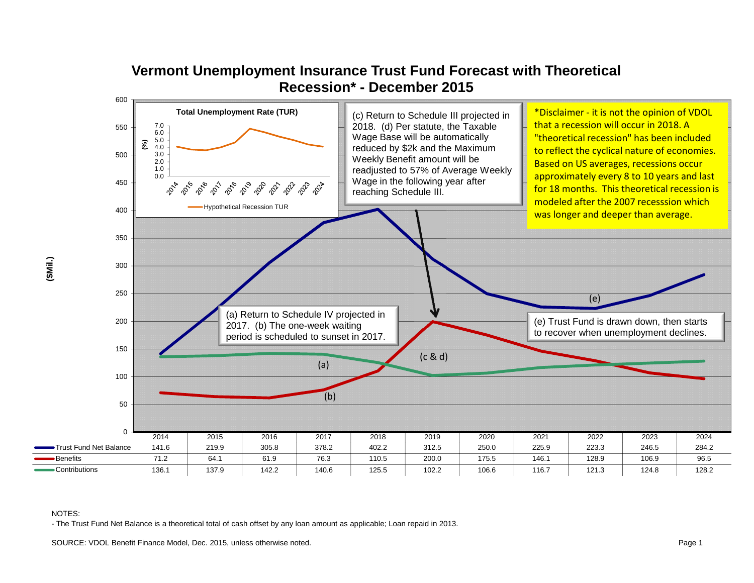# Vermont Unemployment Insurance Trust Fund Forecast with Theoretical Recession* - December 2015

**Total Unemployment Rate (TUR)** — Hypothetical Recession TUR

(c) Return to Schedule III projected in 2018. (d) Per statute, the Taxable Wage Base will be automatically reduced by $2k and the Maximum Weekly Benefit amount will be readjusted to 57% of Average Weekly Wage in the following year after reaching Schedule III.

*Disclaimer - it is not the opinion of VDOL that a recession will occur in 2018. A "theoretical recession" has been included to reflect the cyclical nature of economies. Based on US averages, recessions occur approximately every 8 to 10 years and last for 18 months. This theoretical recession is modeled after the 2007 recesssion which was longer and deeper than average.

(a) Return to Schedule IV projected in 2017. (b) The one-week waiting period is scheduled to sunset in 2017.

(e) Trust Fund is drawn down, then starts to recover when unemployment declines.

($Mil.)

| | 2014 | 2015 | 2016 | 2017 | 2018 | 2019 | 2020 | 2021 | 2022 | 2023 | 2024 |
|---|---|---|---|---|---|---|---|---|---|---|---|
| Trust Fund Net Balance | 141.6 | 219.9 | 305.8 | 378.2 | 402.2 | 312.5 | 250.0 | 225.9 | 223.3 | 246.5 | 284.2 |
| Benefits | 71.2 | 64.1 | 61.9 | 76.3 | 110.5 | 200.0 | 175.5 | 146.1 | 128.9 | 106.9 | 96.5 |
| Contributions | 136.1 | 137.9 | 142.2 | 140.6 | 125.5 | 102.2 | 106.6 | 116.7 | 121.3 | 124.8 | 128.2 |

NOTES:
- The Trust Fund Net Balance is a theoretical total of cash offset by any loan amount as applicable; Loan repaid in 2013.

SOURCE: VDOL Benefit Finance Model, Dec. 2015, unless otherwise noted.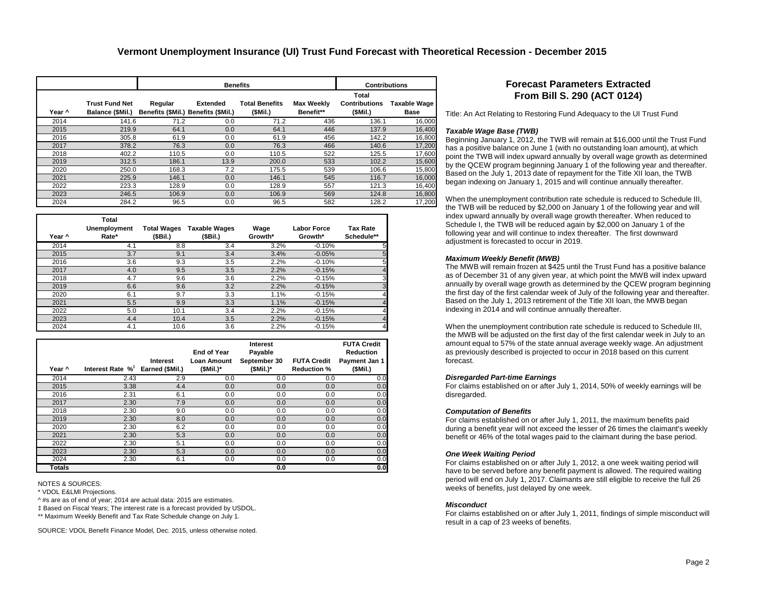## Vermont Unemployment Insurance (UI) Trust Fund Forecast with Theoretical Recession - December 2015

| | | Benefits | | | | Contributions | |
|---|---|---|---|---|---|---|---|
| Year ^ | Trust Fund Net Balance ($Mil.) | Regular Benefits ($Mil.) | Extended Benefits ($Mil.) | Total Benefits ($Mil.) | Max Weekly Benefit** | Total Contributions ($Mil.) | Taxable Wage Base |
| 2014 | 141.6 | 71.2 | 0.0 | 71.2 | 436 | 136.1 | 16,000 |
| 2015 | 219.9 | 64.1 | 0.0 | 64.1 | 446 | 137.9 | 16,400 |
| 2016 | 305.8 | 61.9 | 0.0 | 61.9 | 456 | 142.2 | 16,800 |
| 2017 | 378.2 | 76.3 | 0.0 | 76.3 | 466 | 140.6 | 17,200 |
| 2018 | 402.2 | 110.5 | 0.0 | 110.5 | 522 | 125.5 | 17,600 |
| 2019 | 312.5 | 186.1 | 13.9 | 200.0 | 533 | 102.2 | 15,600 |
| 2020 | 250.0 | 168.3 | 7.2 | 175.5 | 539 | 106.6 | 15,800 |
| 2021 | 225.9 | 146.1 | 0.0 | 146.1 | 545 | 116.7 | 16,000 |
| 2022 | 223.3 | 128.9 | 0.0 | 128.9 | 557 | 121.3 | 16,400 |
| 2023 | 246.5 | 106.9 | 0.0 | 106.9 | 569 | 124.8 | 16,800 |
| 2024 | 284.2 | 96.5 | 0.0 | 96.5 | 582 | 128.2 | 17,200 |

| Year ^ | Total Unemployment Rate* | Total Wages ($Bil.) | Taxable Wages ($Bil.) | Wage Growth* | Labor Force Growth* | Tax Rate Schedule** |
|---|---|---|---|---|---|---|
| 2014 | 4.1 | 8.8 | 3.4 | 3.2% | -0.10% | 5 |
| 2015 | 3.7 | 9.1 | 3.4 | 3.4% | -0.05% | 5 |
| 2016 | 3.6 | 9.3 | 3.5 | 2.2% | -0.10% | 5 |
| 2017 | 4.0 | 9.5 | 3.5 | 2.2% | -0.15% | 4 |
| 2018 | 4.7 | 9.6 | 3.6 | 2.2% | -0.15% | 3 |
| 2019 | 6.6 | 9.6 | 3.2 | 2.2% | -0.15% | 3 |
| 2020 | 6.1 | 9.7 | 3.3 | 1.1% | -0.15% | 4 |
| 2021 | 5.5 | 9.9 | 3.3 | 1.1% | -0.15% | 4 |
| 2022 | 5.0 | 10.1 | 3.4 | 2.2% | -0.15% | 4 |
| 2023 | 4.4 | 10.4 | 3.5 | 2.2% | -0.15% | 4 |
| 2024 | 4.1 | 10.6 | 3.6 | 2.2% | -0.15% | 4 |

| Year ^ | Interest Rate %‡ | Interest Earned ($Mil.) | End of Year Loan Amount ($Mil.)* | Interest Payable September 30 ($Mil.)* | FUTA Credit Reduction % | FUTA Credit Reduction Payment Jan 1 ($Mil.) |
|---|---|---|---|---|---|---|
| 2014 | 2.43 | 2.9 | 0.0 | 0.0 | 0.0 | 0.0 |
| 2015 | 3.38 | 4.4 | 0.0 | 0.0 | 0.0 | 0.0 |
| 2016 | 2.31 | 6.1 | 0.0 | 0.0 | 0.0 | 0.0 |
| 2017 | 2.30 | 7.9 | 0.0 | 0.0 | 0.0 | 0.0 |
| 2018 | 2.30 | 9.0 | 0.0 | 0.0 | 0.0 | 0.0 |
| 2019 | 2.30 | 8.0 | 0.0 | 0.0 | 0.0 | 0.0 |
| 2020 | 2.30 | 6.2 | 0.0 | 0.0 | 0.0 | 0.0 |
| 2021 | 2.30 | 5.3 | 0.0 | 0.0 | 0.0 | 0.0 |
| 2022 | 2.30 | 5.1 | 0.0 | 0.0 | 0.0 | 0.0 |
| 2023 | 2.30 | 5.3 | 0.0 | 0.0 | 0.0 | 0.0 |
| 2024 | 2.30 | 6.1 | 0.0 | 0.0 | 0.0 | 0.0 |
| **Totals** | | | | **0.0** | | **0.0** |

NOTES & SOURCES:
* VDOL E&LMI Projections.
^ #s are as of end of year; 2014 are actual data: 2015 are estimates.
‡ Based on Fiscal Years; The interest rate is a forecast provided by USDOL.
** Maximum Weekly Benefit and Tax Rate Schedule change on July 1.

SOURCE: VDOL Benefit Finance Model, Dec. 2015, unless otherwise noted.

### Forecast Parameters Extracted From Bill S. 290 (ACT 0124)

Title: An Act Relating to Restoring Fund Adequacy to the UI Trust Fund

***Taxable Wage Base (TWB)***

Beginning January 1, 2012, the TWB will remain at $16,000 until the Trust Fund has a positive balance on June 1 (with no outstanding loan amount), at which point the TWB will index upward annually by overall wage growth as determined by the QCEW program beginning January 1 of the following year and thereafter. Based on the July 1, 2013 date of repayment for the Title XII loan, the TWB began indexing on January 1, 2015 and will continue annually thereafter.

When the unemployment contribution rate schedule is reduced to Schedule III, the TWB will be reduced by $2,000 on January 1 of the following year and will index upward annually by overall wage growth thereafter. When reduced to Schedule I, the TWB will be reduced again by $2,000 on January 1 of the following year and will continue to index thereafter. The first downward adjustment is forecasted to occur in 2019.

***Maximum Weekly Benefit (MWB)***

The MWB will remain frozen at $425 until the Trust Fund has a positive balance as of December 31 of any given year, at which point the MWB will index upward annually by overall wage growth as determined by the QCEW program beginning the first day of the first calendar week of July of the following year and thereafter. Based on the July 1, 2013 retirement of the Title XII loan, the MWB began indexing in 2014 and will continue annually thereafter.

When the unemployment contribution rate schedule is reduced to Schedule III, the MWB will be adjusted on the first day of the first calendar week in July to an amount equal to 57% of the state annual average weekly wage. An adjustment as previously described is projected to occur in 2018 based on this current forecast.

***Disregarded Part-time Earnings***

For claims established on or after July 1, 2014, 50% of weekly earnings will be disregarded.

***Computation of Benefits***

For claims established on or after July 1, 2011, the maximum benefits paid during a benefit year will not exceed the lesser of 26 times the claimant's weekly benefit or 46% of the total wages paid to the claimant during the base period.

***One Week Waiting Period***

For claims established on or after July 1, 2012, a one week waiting period will have to be served before any benefit payment is allowed. The required waiting period will end on July 1, 2017. Claimants are still eligible to receive the full 26 weeks of benefits, just delayed by one week.

***Misconduct***

For claims established on or after July 1, 2011, findings of simple misconduct will result in a cap of 23 weeks of benefits.